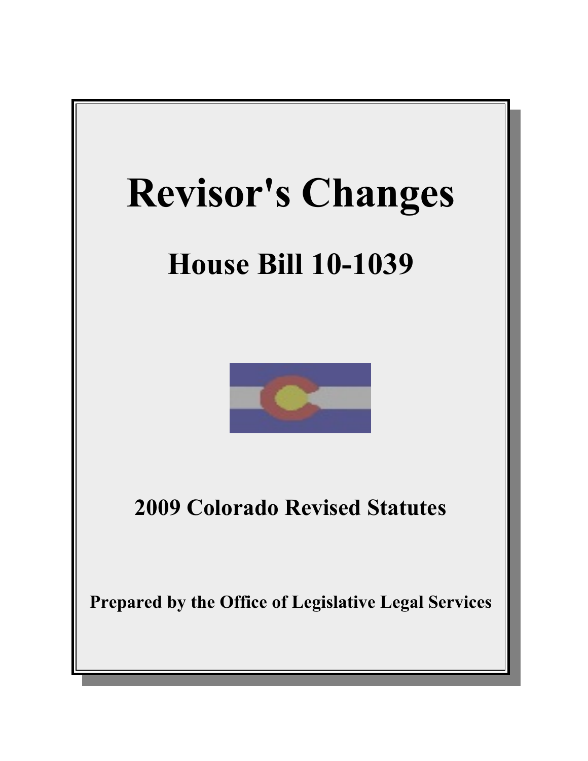# Revisor's Changes

## House Bill 10-1039

### 2009 Colorado Revised Statutes

**Prepared by the Office of Legislative Legal Services**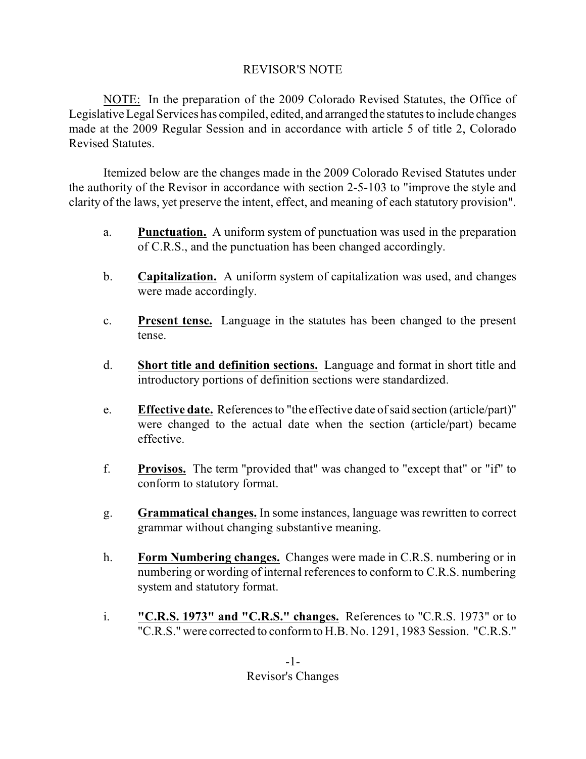# REVISOR'S NOTE

NOTE: In the preparation of the 2009 Colorado Revised Statutes, the Office of Legislative Legal Services has compiled, edited, and arranged the statutes to include changes made at the 2009 Regular Session and in accordance with article 5 of title 2, Colorado Revised Statutes.

Itemized below are the changes made in the 2009 Colorado Revised Statutes under the authority of the Revisor in accordance with section 2-5-103 to "improve the style and clarity of the laws, yet preserve the intent, effect, and meaning of each statutory provision".

a. **Punctuation.** A uniform system of punctuation was used in the preparation of C.R.S., and the punctuation has been changed accordingly.

b. **Capitalization.** A uniform system of capitalization was used, and changes were made accordingly.

c. **Present tense.** Language in the statutes has been changed to the present tense.

d. **Short title and definition sections.** Language and format in short title and introductory portions of definition sections were standardized.

e. **Effective date.** References to "the effective date of said section (article/part)" were changed to the actual date when the section (article/part) became effective.

f. **Provisos.** The term "provided that" was changed to "except that" or "if" to conform to statutory format.

g. **Grammatical changes.** In some instances, language was rewritten to correct grammar without changing substantive meaning.

h. **Form Numbering changes.** Changes were made in C.R.S. numbering or in numbering or wording of internal references to conform to C.R.S. numbering system and statutory format.

i. **"C.R.S. 1973" and "C.R.S." changes.** References to "C.R.S. 1973" or to "C.R.S." were corrected to conform to H.B. No. 1291, 1983 Session. "C.R.S."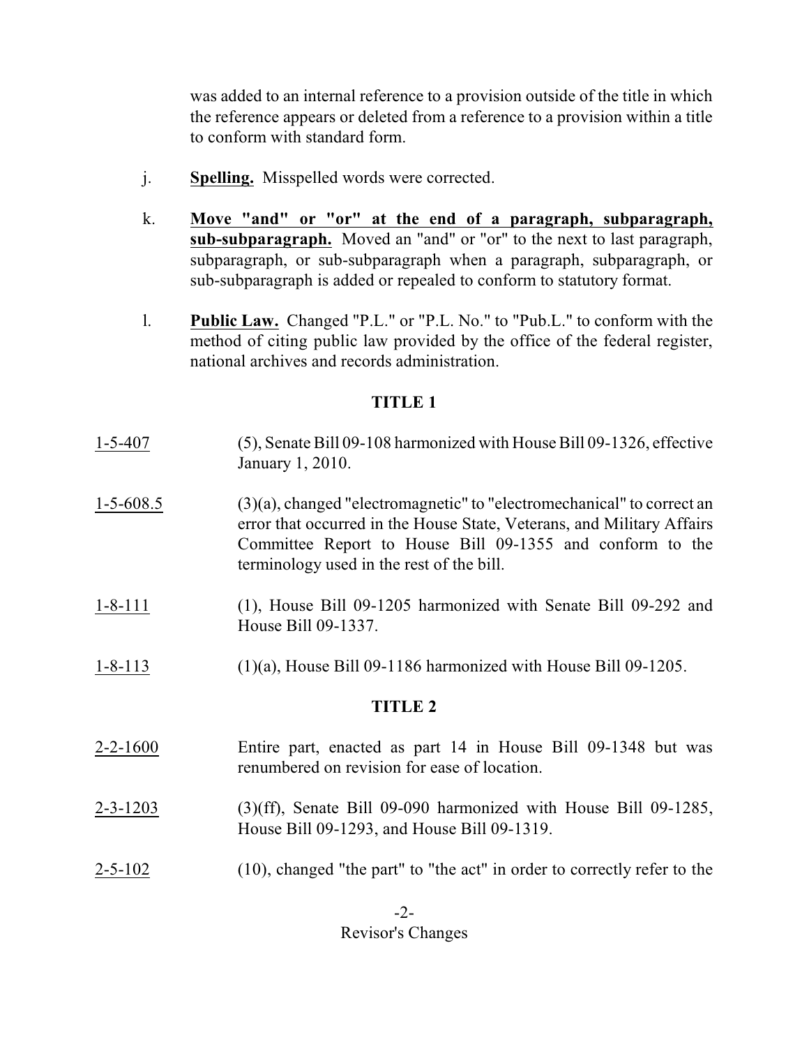was added to an internal reference to a provision outside of the title in which the reference appears or deleted from a reference to a provision within a title to conform with standard form.

j. **Spelling.** Misspelled words were corrected.

k. **Move "and" or "or" at the end of a paragraph, subparagraph, sub-subparagraph.** Moved an "and" or "or" to the next to last paragraph, subparagraph, or sub-subparagraph when a paragraph, subparagraph, or sub-subparagraph is added or repealed to conform to statutory format.

l. **Public Law.** Changed "P.L." or "P.L. No." to "Pub.L." to conform with the method of citing public law provided by the office of the federal register, national archives and records administration.

## TITLE 1

1-5-407 (5), Senate Bill 09-108 harmonized with House Bill 09-1326, effective January 1, 2010.

1-5-608.5 (3)(a), changed "electromagnetic" to "electromechanical" to correct an error that occurred in the House State, Veterans, and Military Affairs Committee Report to House Bill 09-1355 and conform to the terminology used in the rest of the bill.

1-8-111 (1), House Bill 09-1205 harmonized with Senate Bill 09-292 and House Bill 09-1337.

1-8-113 (1)(a), House Bill 09-1186 harmonized with House Bill 09-1205.

## TITLE 2

2-2-1600 Entire part, enacted as part 14 in House Bill 09-1348 but was renumbered on revision for ease of location.

2-3-1203 (3)(ff), Senate Bill 09-090 harmonized with House Bill 09-1285, House Bill 09-1293, and House Bill 09-1319.

2-5-102 (10), changed "the part" to "the act" in order to correctly refer to the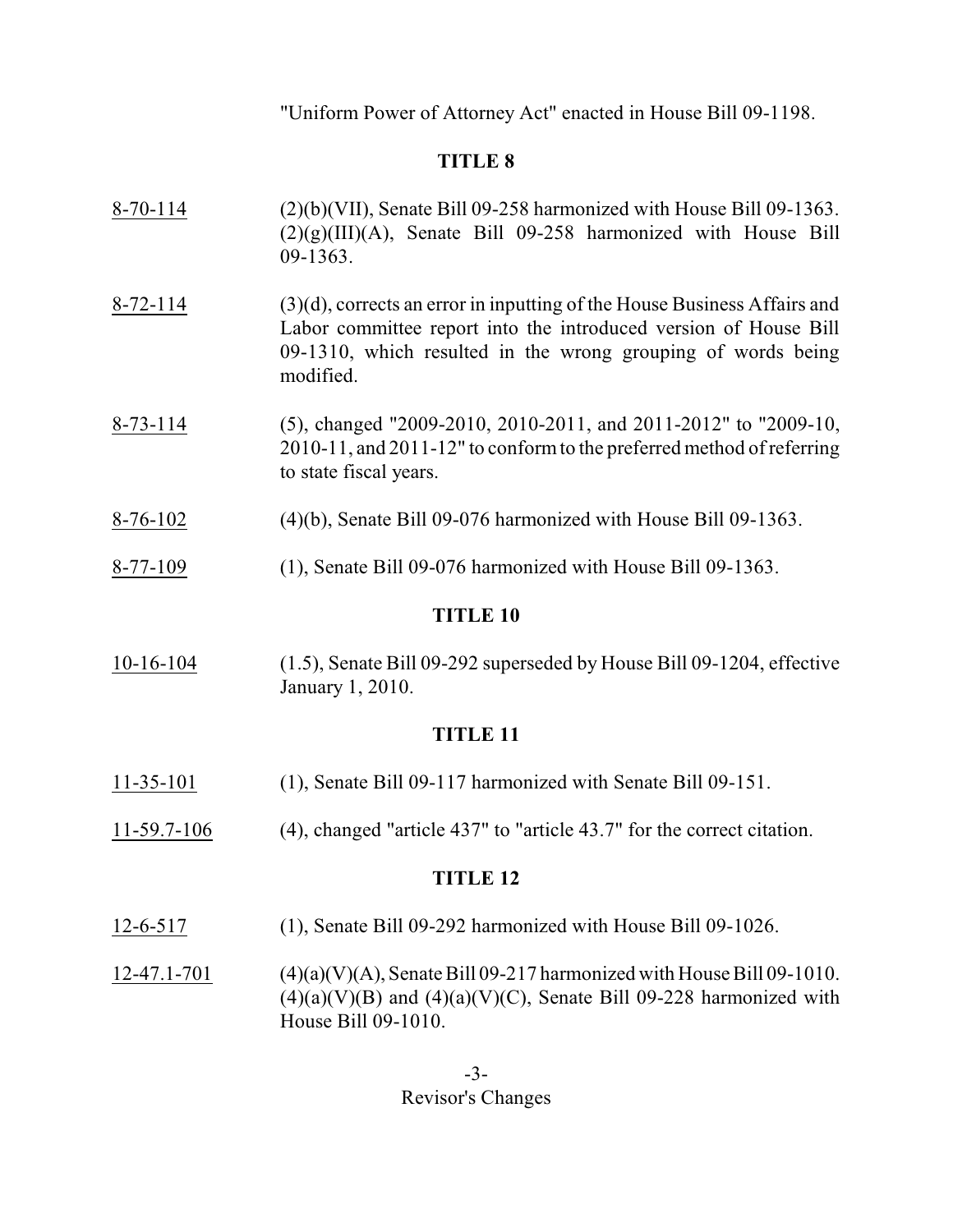"Uniform Power of Attorney Act" enacted in House Bill 09-1198.

## TITLE 8

8-70-114 (2)(b)(VII), Senate Bill 09-258 harmonized with House Bill 09-1363. (2)(g)(III)(A), Senate Bill 09-258 harmonized with House Bill 09-1363.

8-72-114 (3)(d), corrects an error in inputting of the House Business Affairs and Labor committee report into the introduced version of House Bill 09-1310, which resulted in the wrong grouping of words being modified.

8-73-114 (5), changed "2009-2010, 2010-2011, and 2011-2012" to "2009-10, 2010-11, and 2011-12" to conform to the preferred method of referring to state fiscal years.

8-76-102 (4)(b), Senate Bill 09-076 harmonized with House Bill 09-1363.

8-77-109 (1), Senate Bill 09-076 harmonized with House Bill 09-1363.

## TITLE 10

10-16-104 (1.5), Senate Bill 09-292 superseded by House Bill 09-1204, effective January 1, 2010.

## TITLE 11

11-35-101 (1), Senate Bill 09-117 harmonized with Senate Bill 09-151.

11-59.7-106 (4), changed "article 437" to "article 43.7" for the correct citation.

## TITLE 12

12-6-517 (1), Senate Bill 09-292 harmonized with House Bill 09-1026.

12-47.1-701 (4)(a)(V)(A), Senate Bill 09-217 harmonized with House Bill 09-1010. (4)(a)(V)(B) and (4)(a)(V)(C), Senate Bill 09-228 harmonized with House Bill 09-1010.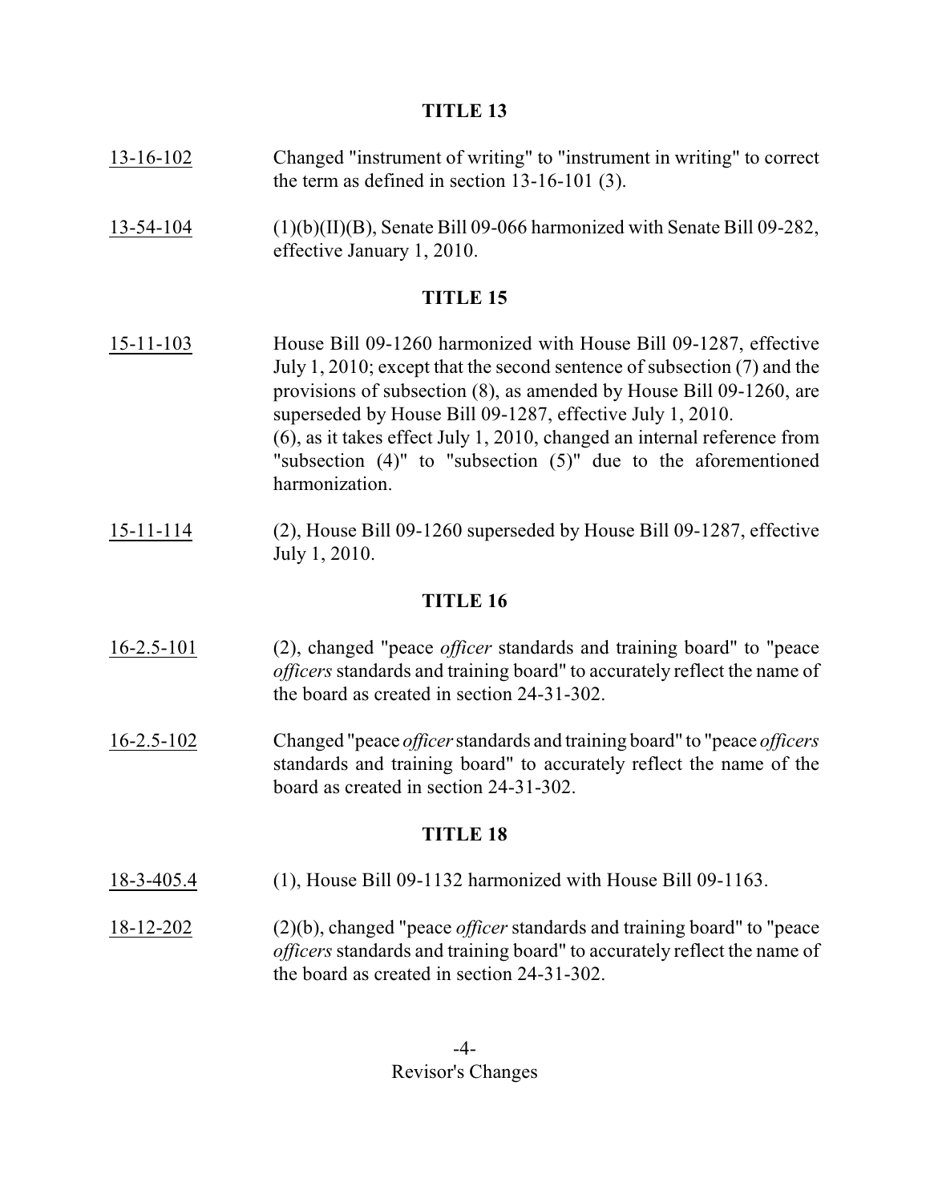## TITLE 13

13-16-102 Changed "instrument of writing" to "instrument in writing" to correct the term as defined in section 13-16-101 (3).

13-54-104 (1)(b)(II)(B), Senate Bill 09-066 harmonized with Senate Bill 09-282, effective January 1, 2010.

## TITLE 15

15-11-103 House Bill 09-1260 harmonized with House Bill 09-1287, effective July 1, 2010; except that the second sentence of subsection (7) and the provisions of subsection (8), as amended by House Bill 09-1260, are superseded by House Bill 09-1287, effective July 1, 2010.
(6), as it takes effect July 1, 2010, changed an internal reference from "subsection (4)" to "subsection (5)" due to the aforementioned harmonization.

15-11-114 (2), House Bill 09-1260 superseded by House Bill 09-1287, effective July 1, 2010.

## TITLE 16

16-2.5-101 (2), changed "peace *officer* standards and training board" to "peace *officers* standards and training board" to accurately reflect the name of the board as created in section 24-31-302.

16-2.5-102 Changed "peace *officer* standards and training board" to "peace *officers* standards and training board" to accurately reflect the name of the board as created in section 24-31-302.

## TITLE 18

18-3-405.4 (1), House Bill 09-1132 harmonized with House Bill 09-1163.

18-12-202 (2)(b), changed "peace *officer* standards and training board" to "peace *officers* standards and training board" to accurately reflect the name of the board as created in section 24-31-302.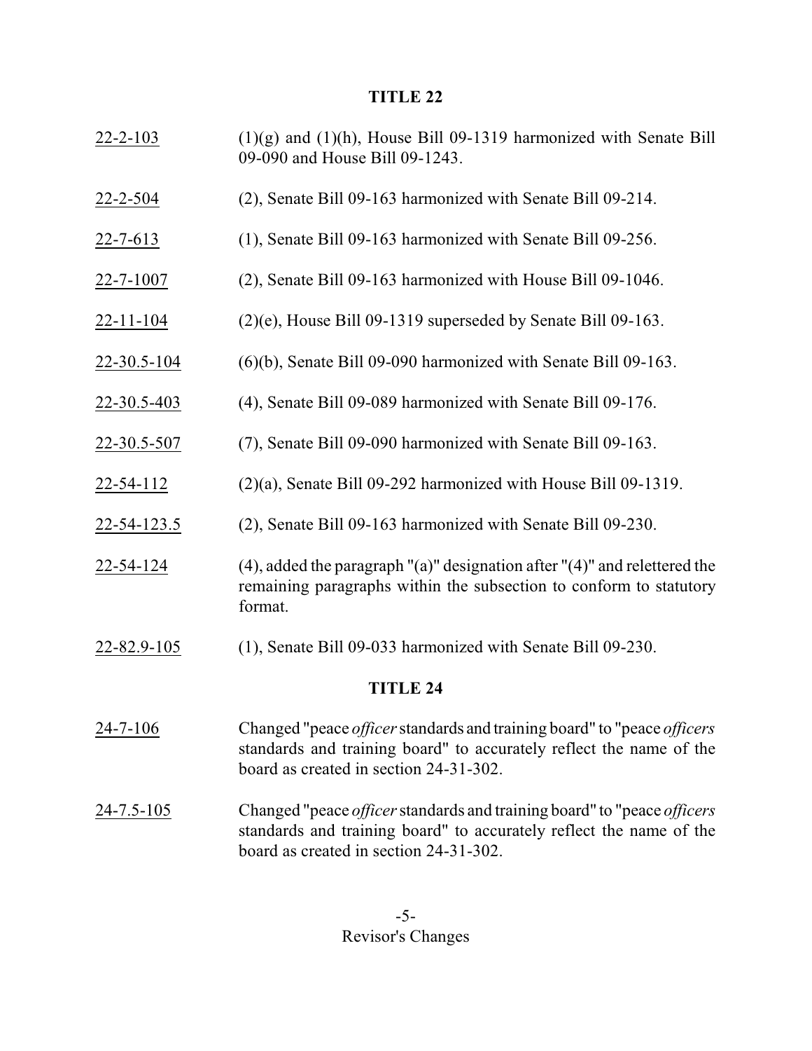## TITLE 22

| | |
|---|---|
| 22-2-103 | (1)(g) and (1)(h), House Bill 09-1319 harmonized with Senate Bill 09-090 and House Bill 09-1243. |
| 22-2-504 | (2), Senate Bill 09-163 harmonized with Senate Bill 09-214. |
| 22-7-613 | (1), Senate Bill 09-163 harmonized with Senate Bill 09-256. |
| 22-7-1007 | (2), Senate Bill 09-163 harmonized with House Bill 09-1046. |
| 22-11-104 | (2)(e), House Bill 09-1319 superseded by Senate Bill 09-163. |
| 22-30.5-104 | (6)(b), Senate Bill 09-090 harmonized with Senate Bill 09-163. |
| 22-30.5-403 | (4), Senate Bill 09-089 harmonized with Senate Bill 09-176. |
| 22-30.5-507 | (7), Senate Bill 09-090 harmonized with Senate Bill 09-163. |
| 22-54-112 | (2)(a), Senate Bill 09-292 harmonized with House Bill 09-1319. |
| 22-54-123.5 | (2), Senate Bill 09-163 harmonized with Senate Bill 09-230. |
| 22-54-124 | (4), added the paragraph "(a)" designation after "(4)" and relettered the remaining paragraphs within the subsection to conform to statutory format. |
| 22-82.9-105 | (1), Senate Bill 09-033 harmonized with Senate Bill 09-230. |

## TITLE 24

| | |
|---|---|
| 24-7-106 | Changed "peace *officer* standards and training board" to "peace *officers* standards and training board" to accurately reflect the name of the board as created in section 24-31-302. |
| 24-7.5-105 | Changed "peace *officer* standards and training board" to "peace *officers* standards and training board" to accurately reflect the name of the board as created in section 24-31-302. |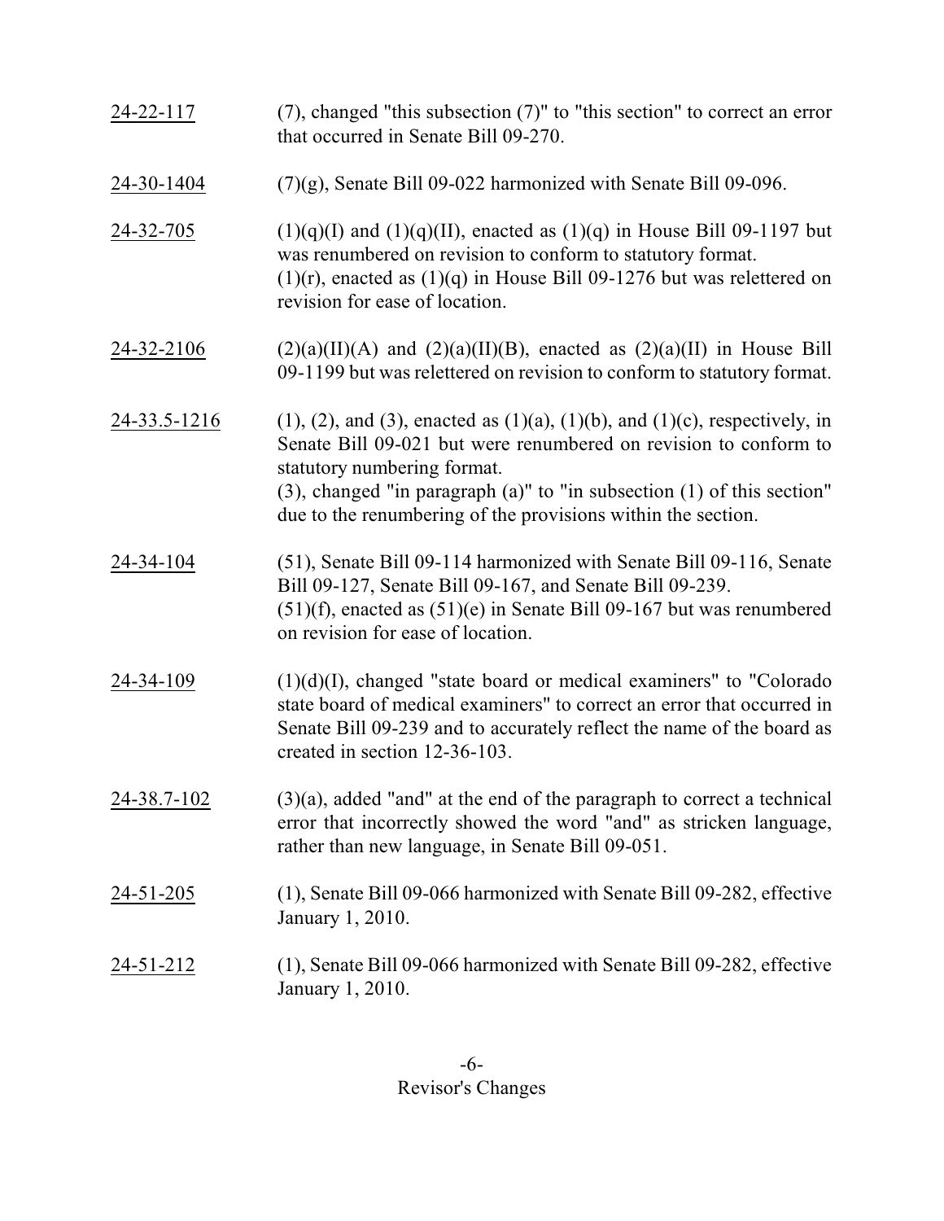<u>24-22-117</u> (7), changed "this subsection (7)" to "this section" to correct an error that occurred in Senate Bill 09-270.

<u>24-30-1404</u> (7)(g), Senate Bill 09-022 harmonized with Senate Bill 09-096.

<u>24-32-705</u> (1)(q)(I) and (1)(q)(II), enacted as (1)(q) in House Bill 09-1197 but was renumbered on revision to conform to statutory format.
(1)(r), enacted as (1)(q) in House Bill 09-1276 but was relettered on revision for ease of location.

<u>24-32-2106</u> (2)(a)(II)(A) and (2)(a)(II)(B), enacted as (2)(a)(II) in House Bill 09-1199 but was relettered on revision to conform to statutory format.

<u>24-33.5-1216</u> (1), (2), and (3), enacted as (1)(a), (1)(b), and (1)(c), respectively, in Senate Bill 09-021 but were renumbered on revision to conform to statutory numbering format.
(3), changed "in paragraph (a)" to "in subsection (1) of this section" due to the renumbering of the provisions within the section.

<u>24-34-104</u> (51), Senate Bill 09-114 harmonized with Senate Bill 09-116, Senate Bill 09-127, Senate Bill 09-167, and Senate Bill 09-239.
(51)(f), enacted as (51)(e) in Senate Bill 09-167 but was renumbered on revision for ease of location.

<u>24-34-109</u> (1)(d)(I), changed "state board or medical examiners" to "Colorado state board of medical examiners" to correct an error that occurred in Senate Bill 09-239 and to accurately reflect the name of the board as created in section 12-36-103.

<u>24-38.7-102</u> (3)(a), added "and" at the end of the paragraph to correct a technical error that incorrectly showed the word "and" as stricken language, rather than new language, in Senate Bill 09-051.

<u>24-51-205</u> (1), Senate Bill 09-066 harmonized with Senate Bill 09-282, effective January 1, 2010.

<u>24-51-212</u> (1), Senate Bill 09-066 harmonized with Senate Bill 09-282, effective January 1, 2010.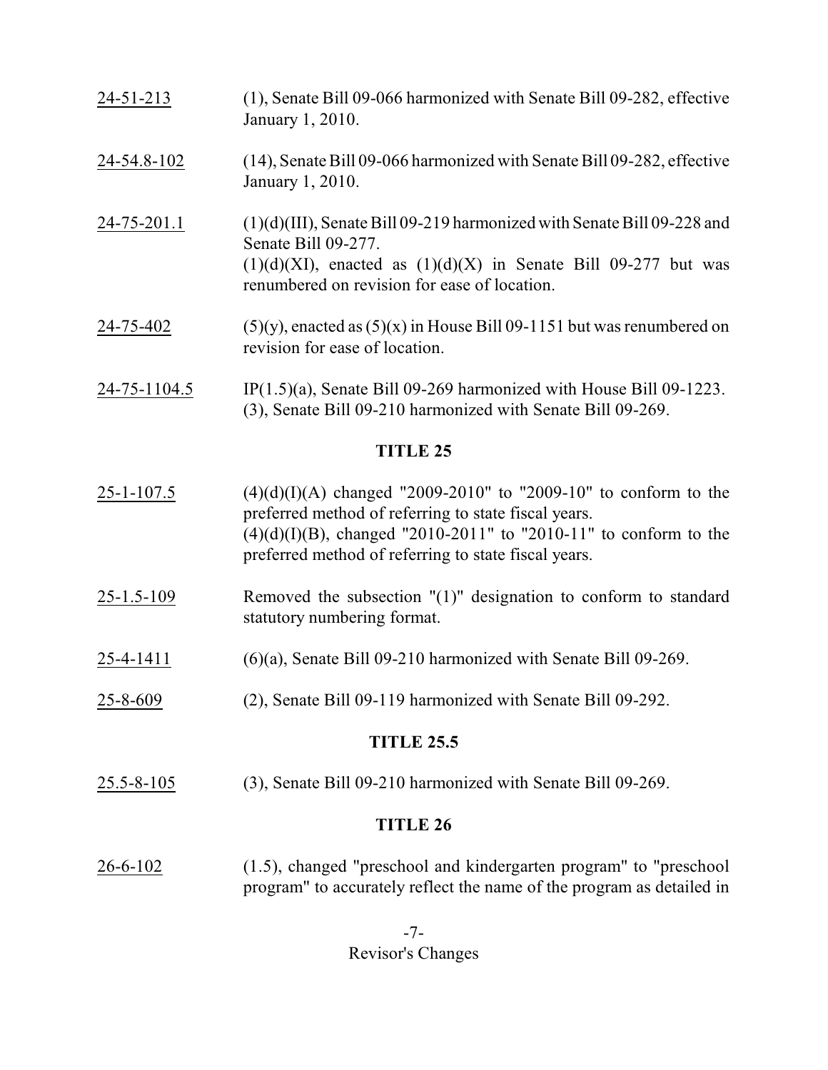| | |
|---|---|
| <u>24-51-213</u> | (1), Senate Bill 09-066 harmonized with Senate Bill 09-282, effective January 1, 2010. |
| <u>24-54.8-102</u> | (14), Senate Bill 09-066 harmonized with Senate Bill 09-282, effective January 1, 2010. |
| <u>24-75-201.1</u> | (1)(d)(III), Senate Bill 09-219 harmonized with Senate Bill 09-228 and Senate Bill 09-277.<br>(1)(d)(XI), enacted as (1)(d)(X) in Senate Bill 09-277 but was renumbered on revision for ease of location. |
| <u>24-75-402</u> | (5)(y), enacted as (5)(x) in House Bill 09-1151 but was renumbered on revision for ease of location. |
| <u>24-75-1104.5</u> | IP(1.5)(a), Senate Bill 09-269 harmonized with House Bill 09-1223.<br>(3), Senate Bill 09-210 harmonized with Senate Bill 09-269. |

## TITLE 25

| | |
|---|---|
| <u>25-1-107.5</u> | (4)(d)(I)(A) changed "2009-2010" to "2009-10" to conform to the preferred method of referring to state fiscal years.<br>(4)(d)(I)(B), changed "2010-2011" to "2010-11" to conform to the preferred method of referring to state fiscal years. |
| <u>25-1.5-109</u> | Removed the subsection "(1)" designation to conform to standard statutory numbering format. |
| <u>25-4-1411</u> | (6)(a), Senate Bill 09-210 harmonized with Senate Bill 09-269. |
| <u>25-8-609</u> | (2), Senate Bill 09-119 harmonized with Senate Bill 09-292. |

## TITLE 25.5

| | |
|---|---|
| <u>25.5-8-105</u> | (3), Senate Bill 09-210 harmonized with Senate Bill 09-269. |

## TITLE 26

| | |
|---|---|
| <u>26-6-102</u> | (1.5), changed "preschool and kindergarten program" to "preschool program" to accurately reflect the name of the program as detailed in |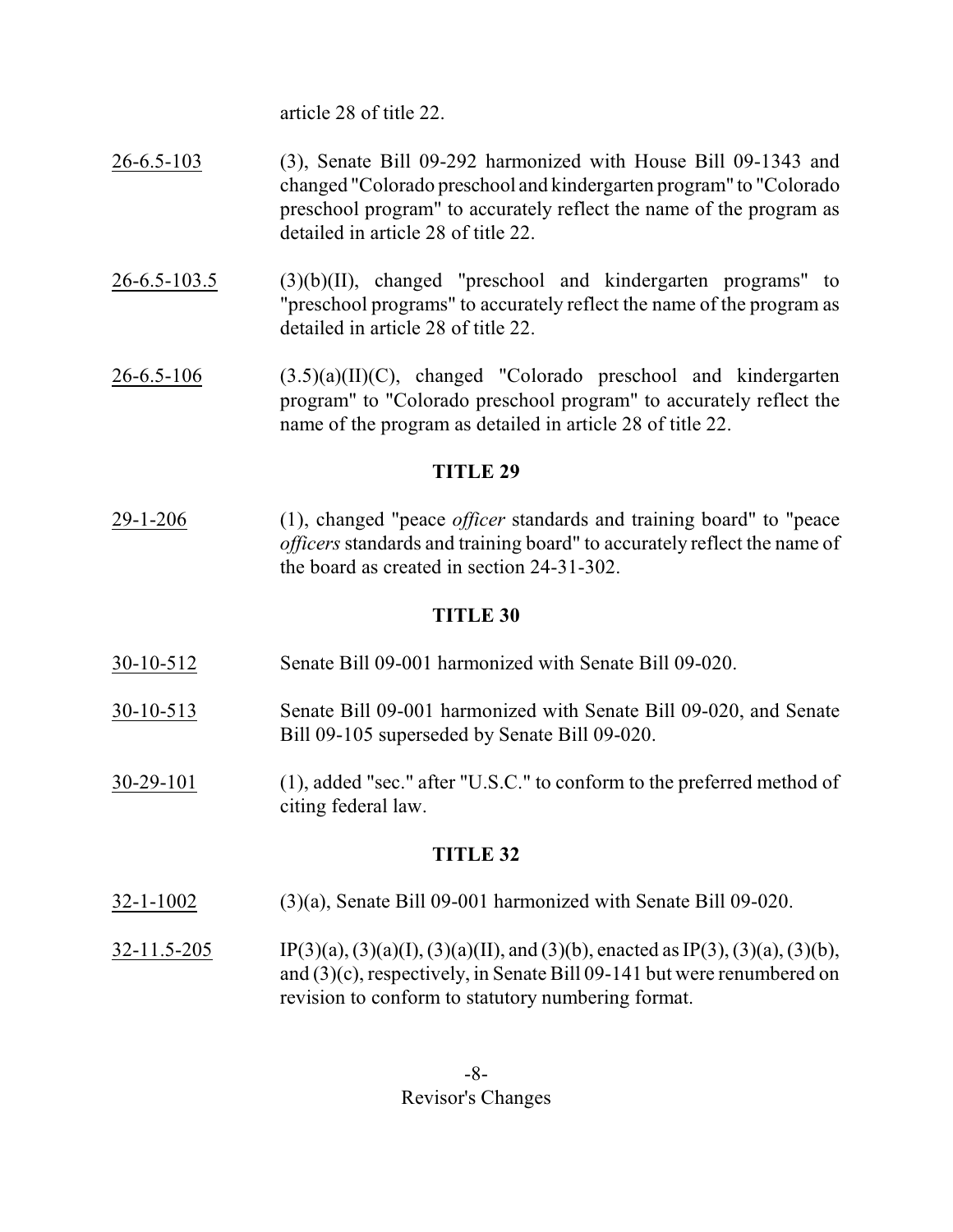article 28 of title 22.

26-6.5-103 (3), Senate Bill 09-292 harmonized with House Bill 09-1343 and changed "Colorado preschool and kindergarten program" to "Colorado preschool program" to accurately reflect the name of the program as detailed in article 28 of title 22.

26-6.5-103.5 (3)(b)(II), changed "preschool and kindergarten programs" to "preschool programs" to accurately reflect the name of the program as detailed in article 28 of title 22.

26-6.5-106 (3.5)(a)(II)(C), changed "Colorado preschool and kindergarten program" to "Colorado preschool program" to accurately reflect the name of the program as detailed in article 28 of title 22.

**TITLE 29**

29-1-206 (1), changed "peace *officer* standards and training board" to "peace *officers* standards and training board" to accurately reflect the name of the board as created in section 24-31-302.

**TITLE 30**

30-10-512 Senate Bill 09-001 harmonized with Senate Bill 09-020.

30-10-513 Senate Bill 09-001 harmonized with Senate Bill 09-020, and Senate Bill 09-105 superseded by Senate Bill 09-020.

30-29-101 (1), added "sec." after "U.S.C." to conform to the preferred method of citing federal law.

**TITLE 32**

32-1-1002 (3)(a), Senate Bill 09-001 harmonized with Senate Bill 09-020.

32-11.5-205 IP(3)(a), (3)(a)(I), (3)(a)(II), and (3)(b), enacted as IP(3), (3)(a), (3)(b), and (3)(c), respectively, in Senate Bill 09-141 but were renumbered on revision to conform to statutory numbering format.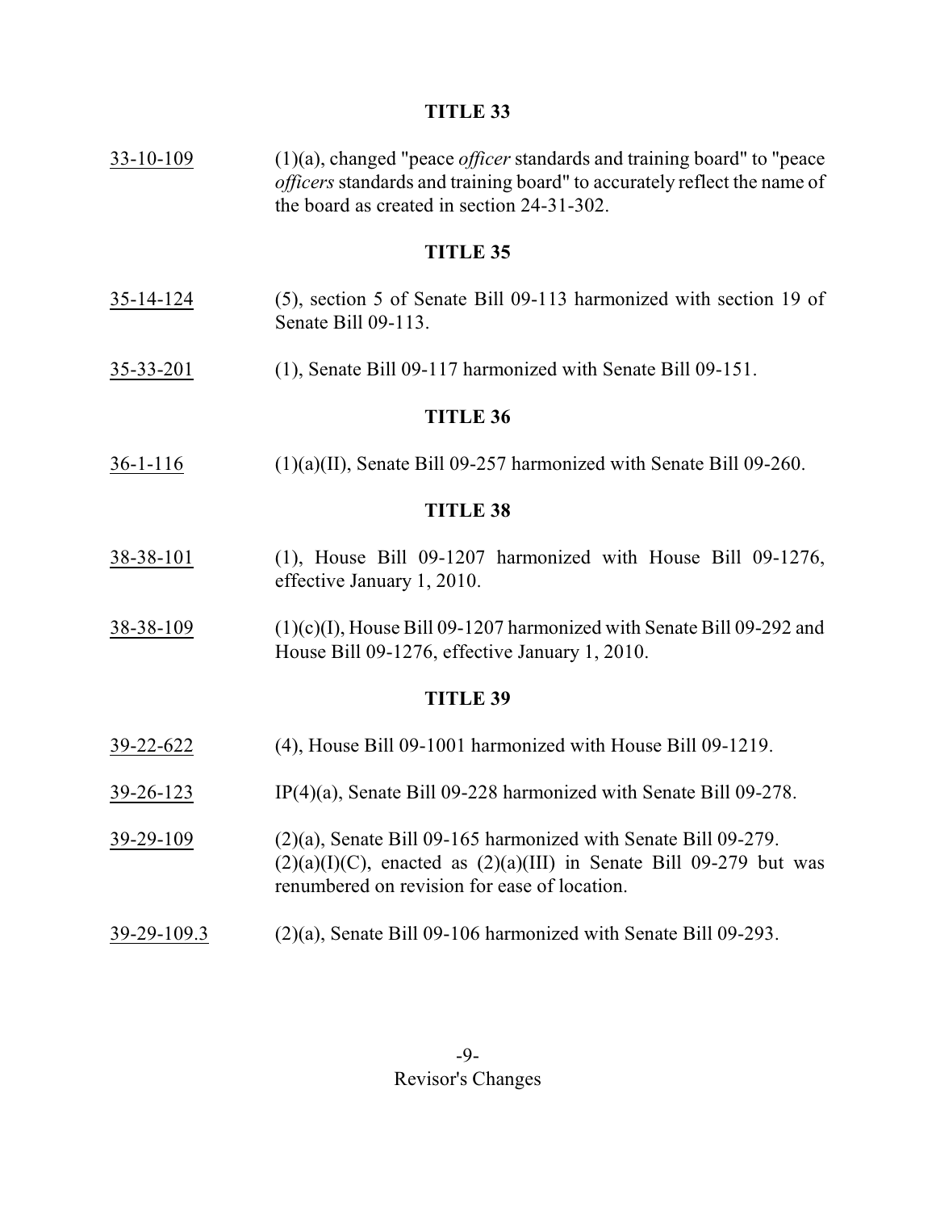## TITLE 33

33-10-109 (1)(a), changed "peace *officer* standards and training board" to "peace *officers* standards and training board" to accurately reflect the name of the board as created in section 24-31-302.

## TITLE 35

35-14-124 (5), section 5 of Senate Bill 09-113 harmonized with section 19 of Senate Bill 09-113.

35-33-201 (1), Senate Bill 09-117 harmonized with Senate Bill 09-151.

## TITLE 36

36-1-116 (1)(a)(II), Senate Bill 09-257 harmonized with Senate Bill 09-260.

## TITLE 38

38-38-101 (1), House Bill 09-1207 harmonized with House Bill 09-1276, effective January 1, 2010.

38-38-109 (1)(c)(I), House Bill 09-1207 harmonized with Senate Bill 09-292 and House Bill 09-1276, effective January 1, 2010.

## TITLE 39

39-22-622 (4), House Bill 09-1001 harmonized with House Bill 09-1219.

39-26-123 IP(4)(a), Senate Bill 09-228 harmonized with Senate Bill 09-278.

39-29-109 (2)(a), Senate Bill 09-165 harmonized with Senate Bill 09-279. (2)(a)(I)(C), enacted as (2)(a)(III) in Senate Bill 09-279 but was renumbered on revision for ease of location.

39-29-109.3 (2)(a), Senate Bill 09-106 harmonized with Senate Bill 09-293.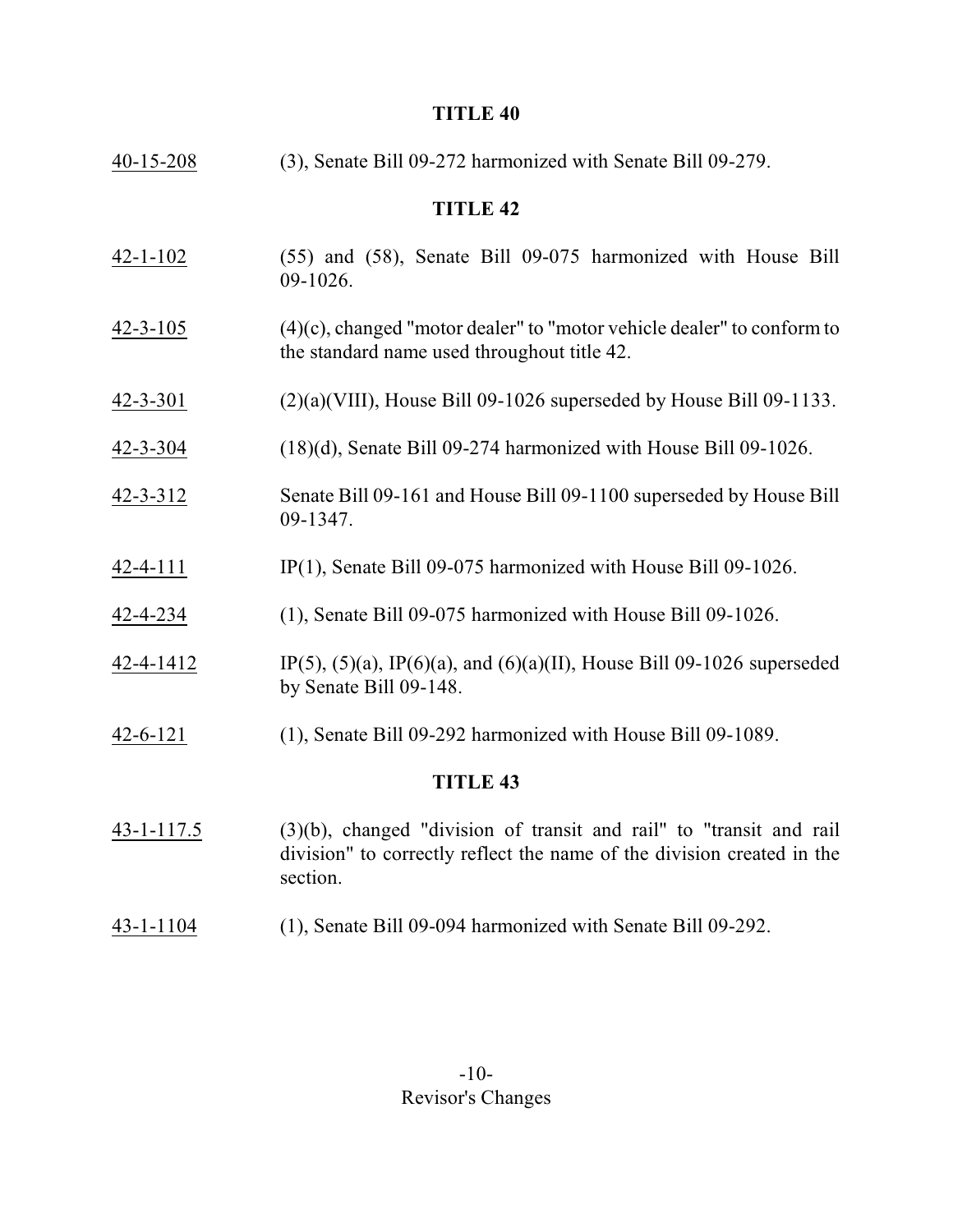## TITLE 40

40-15-208 (3), Senate Bill 09-272 harmonized with Senate Bill 09-279.

## TITLE 42

42-1-102 (55) and (58), Senate Bill 09-075 harmonized with House Bill 09-1026.

42-3-105 (4)(c), changed "motor dealer" to "motor vehicle dealer" to conform to the standard name used throughout title 42.

42-3-301 (2)(a)(VIII), House Bill 09-1026 superseded by House Bill 09-1133.

42-3-304 (18)(d), Senate Bill 09-274 harmonized with House Bill 09-1026.

42-3-312 Senate Bill 09-161 and House Bill 09-1100 superseded by House Bill 09-1347.

42-4-111 IP(1), Senate Bill 09-075 harmonized with House Bill 09-1026.

42-4-234 (1), Senate Bill 09-075 harmonized with House Bill 09-1026.

42-4-1412 IP(5), (5)(a), IP(6)(a), and (6)(a)(II), House Bill 09-1026 superseded by Senate Bill 09-148.

42-6-121 (1), Senate Bill 09-292 harmonized with House Bill 09-1089.

## TITLE 43

43-1-117.5 (3)(b), changed "division of transit and rail" to "transit and rail division" to correctly reflect the name of the division created in the section.

43-1-1104 (1), Senate Bill 09-094 harmonized with Senate Bill 09-292.